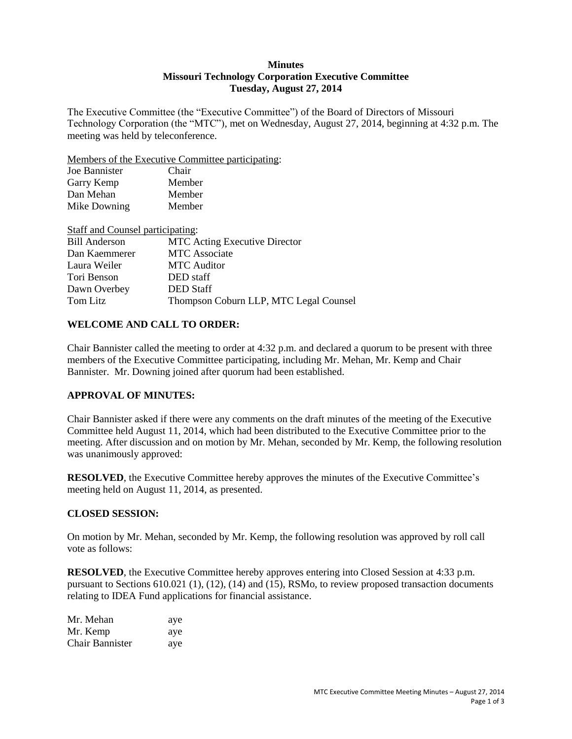**Minutes**
**Missouri Technology Corporation Executive Committee**
**Tuesday, August 27, 2014**

The Executive Committee (the "Executive Committee") of the Board of Directors of Missouri Technology Corporation (the "MTC"), met on Wednesday, August 27, 2014, beginning at 4:32 p.m. The meeting was held by teleconference.

Members of the Executive Committee participating:

| | |
|---|---|
| Joe Bannister | Chair |
| Garry Kemp | Member |
| Dan Mehan | Member |
| Mike Downing | Member |

Staff and Counsel participating:

| | |
|---|---|
| Bill Anderson | MTC Acting Executive Director |
| Dan Kaemmerer | MTC Associate |
| Laura Weiler | MTC Auditor |
| Tori Benson | DED staff |
| Dawn Overbey | DED Staff |
| Tom Litz | Thompson Coburn LLP, MTC Legal Counsel |

**WELCOME AND CALL TO ORDER:**

Chair Bannister called the meeting to order at 4:32 p.m. and declared a quorum to be present with three members of the Executive Committee participating, including Mr. Mehan, Mr. Kemp and Chair Bannister. Mr. Downing joined after quorum had been established.

**APPROVAL OF MINUTES:**

Chair Bannister asked if there were any comments on the draft minutes of the meeting of the Executive Committee held August 11, 2014, which had been distributed to the Executive Committee prior to the meeting. After discussion and on motion by Mr. Mehan, seconded by Mr. Kemp, the following resolution was unanimously approved:

**RESOLVED**, the Executive Committee hereby approves the minutes of the Executive Committee's meeting held on August 11, 2014, as presented.

**CLOSED SESSION:**

On motion by Mr. Mehan, seconded by Mr. Kemp, the following resolution was approved by roll call vote as follows:

**RESOLVED**, the Executive Committee hereby approves entering into Closed Session at 4:33 p.m. pursuant to Sections 610.021 (1), (12), (14) and (15), RSMo, to review proposed transaction documents relating to IDEA Fund applications for financial assistance.

| | |
|---|---|
| Mr. Mehan | aye |
| Mr. Kemp | aye |
| Chair Bannister | aye |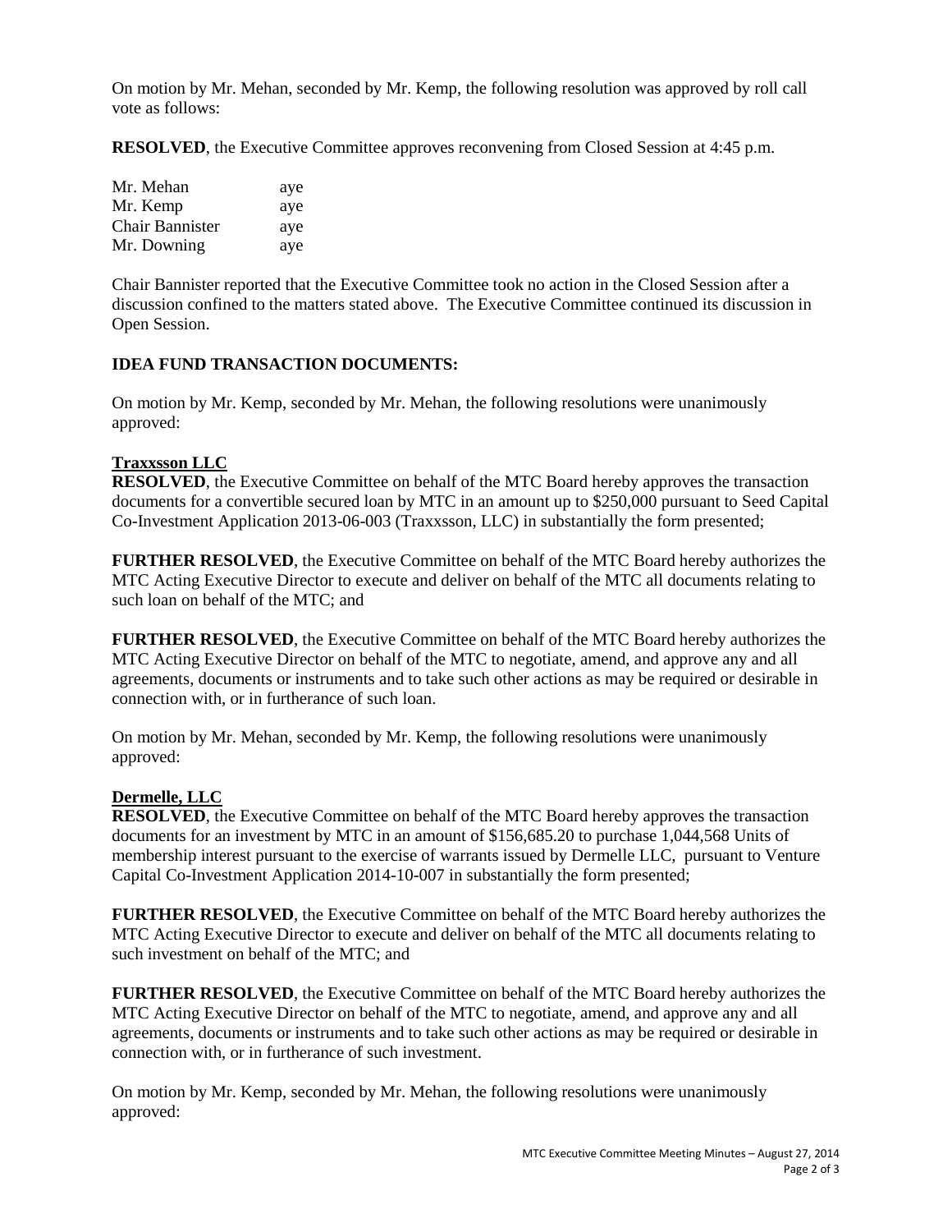On motion by Mr. Mehan, seconded by Mr. Kemp, the following resolution was approved by roll call vote as follows:

**RESOLVED**, the Executive Committee approves reconvening from Closed Session at 4:45 p.m.

| | |
|---|---|
| Mr. Mehan | aye |
| Mr. Kemp | aye |
| Chair Bannister | aye |
| Mr. Downing | aye |

Chair Bannister reported that the Executive Committee took no action in the Closed Session after a discussion confined to the matters stated above. The Executive Committee continued its discussion in Open Session.

**IDEA FUND TRANSACTION DOCUMENTS:**

On motion by Mr. Kemp, seconded by Mr. Mehan, the following resolutions were unanimously approved:

**Traxxsson LLC**

**RESOLVED**, the Executive Committee on behalf of the MTC Board hereby approves the transaction documents for a convertible secured loan by MTC in an amount up to $250,000 pursuant to Seed Capital Co-Investment Application 2013-06-003 (Traxxsson, LLC) in substantially the form presented;

**FURTHER RESOLVED**, the Executive Committee on behalf of the MTC Board hereby authorizes the MTC Acting Executive Director to execute and deliver on behalf of the MTC all documents relating to such loan on behalf of the MTC; and

**FURTHER RESOLVED**, the Executive Committee on behalf of the MTC Board hereby authorizes the MTC Acting Executive Director on behalf of the MTC to negotiate, amend, and approve any and all agreements, documents or instruments and to take such other actions as may be required or desirable in connection with, or in furtherance of such loan.

On motion by Mr. Mehan, seconded by Mr. Kemp, the following resolutions were unanimously approved:

**Dermelle, LLC**

**RESOLVED**, the Executive Committee on behalf of the MTC Board hereby approves the transaction documents for an investment by MTC in an amount of $156,685.20 to purchase 1,044,568 Units of membership interest pursuant to the exercise of warrants issued by Dermelle LLC, pursuant to Venture Capital Co-Investment Application 2014-10-007 in substantially the form presented;

**FURTHER RESOLVED**, the Executive Committee on behalf of the MTC Board hereby authorizes the MTC Acting Executive Director to execute and deliver on behalf of the MTC all documents relating to such investment on behalf of the MTC; and

**FURTHER RESOLVED**, the Executive Committee on behalf of the MTC Board hereby authorizes the MTC Acting Executive Director on behalf of the MTC to negotiate, amend, and approve any and all agreements, documents or instruments and to take such other actions as may be required or desirable in connection with, or in furtherance of such investment.

On motion by Mr. Kemp, seconded by Mr. Mehan, the following resolutions were unanimously approved: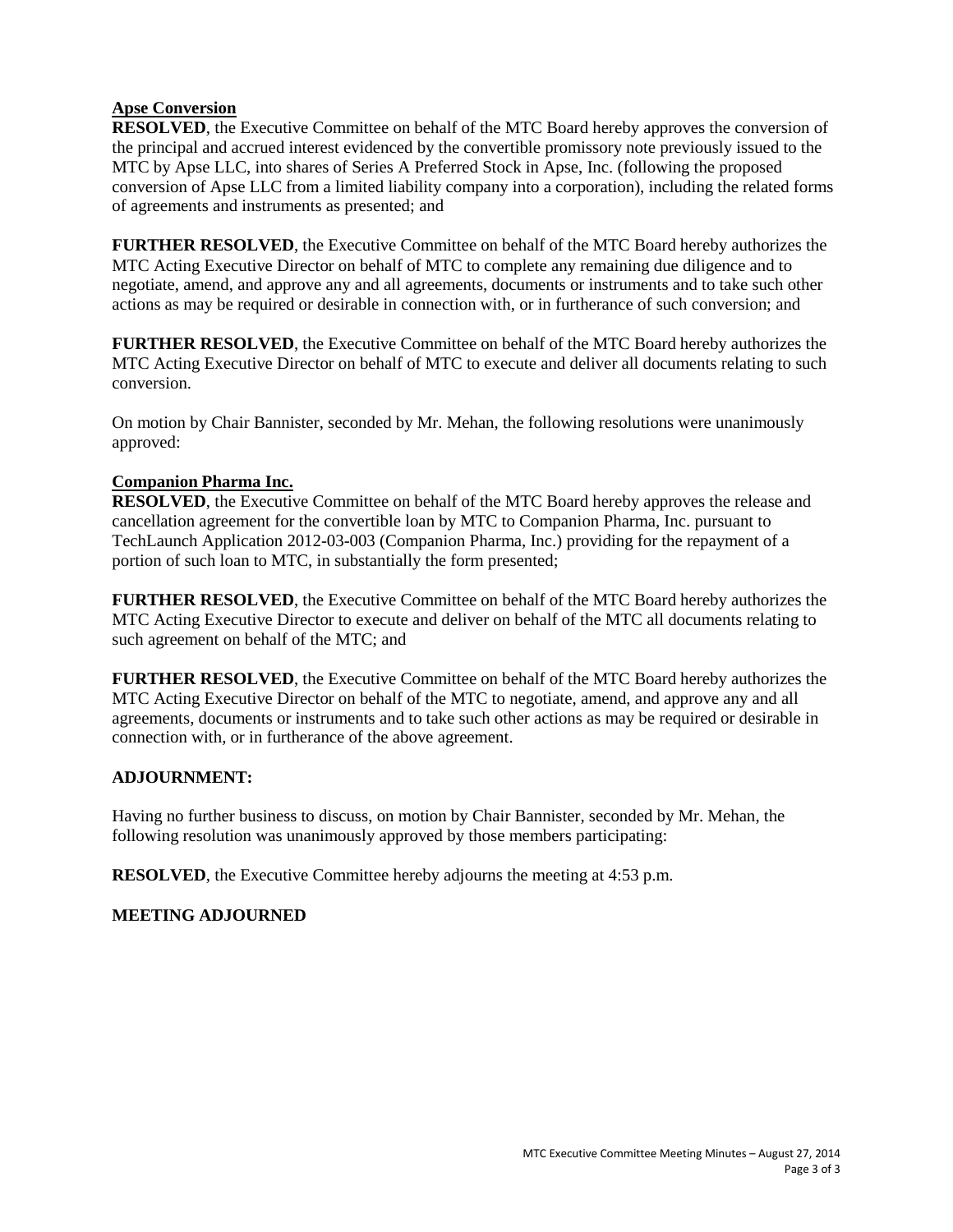**Apse Conversion**

**RESOLVED**, the Executive Committee on behalf of the MTC Board hereby approves the conversion of the principal and accrued interest evidenced by the convertible promissory note previously issued to the MTC by Apse LLC, into shares of Series A Preferred Stock in Apse, Inc. (following the proposed conversion of Apse LLC from a limited liability company into a corporation), including the related forms of agreements and instruments as presented; and

**FURTHER RESOLVED**, the Executive Committee on behalf of the MTC Board hereby authorizes the MTC Acting Executive Director on behalf of MTC to complete any remaining due diligence and to negotiate, amend, and approve any and all agreements, documents or instruments and to take such other actions as may be required or desirable in connection with, or in furtherance of such conversion; and

**FURTHER RESOLVED**, the Executive Committee on behalf of the MTC Board hereby authorizes the MTC Acting Executive Director on behalf of MTC to execute and deliver all documents relating to such conversion.

On motion by Chair Bannister, seconded by Mr. Mehan, the following resolutions were unanimously approved:

**Companion Pharma Inc.**

**RESOLVED**, the Executive Committee on behalf of the MTC Board hereby approves the release and cancellation agreement for the convertible loan by MTC to Companion Pharma, Inc. pursuant to TechLaunch Application 2012-03-003 (Companion Pharma, Inc.) providing for the repayment of a portion of such loan to MTC, in substantially the form presented;

**FURTHER RESOLVED**, the Executive Committee on behalf of the MTC Board hereby authorizes the MTC Acting Executive Director to execute and deliver on behalf of the MTC all documents relating to such agreement on behalf of the MTC; and

**FURTHER RESOLVED**, the Executive Committee on behalf of the MTC Board hereby authorizes the MTC Acting Executive Director on behalf of the MTC to negotiate, amend, and approve any and all agreements, documents or instruments and to take such other actions as may be required or desirable in connection with, or in furtherance of the above agreement.

**ADJOURNMENT:**

Having no further business to discuss, on motion by Chair Bannister, seconded by Mr. Mehan, the following resolution was unanimously approved by those members participating:

**RESOLVED**, the Executive Committee hereby adjourns the meeting at 4:53 p.m.

**MEETING ADJOURNED**